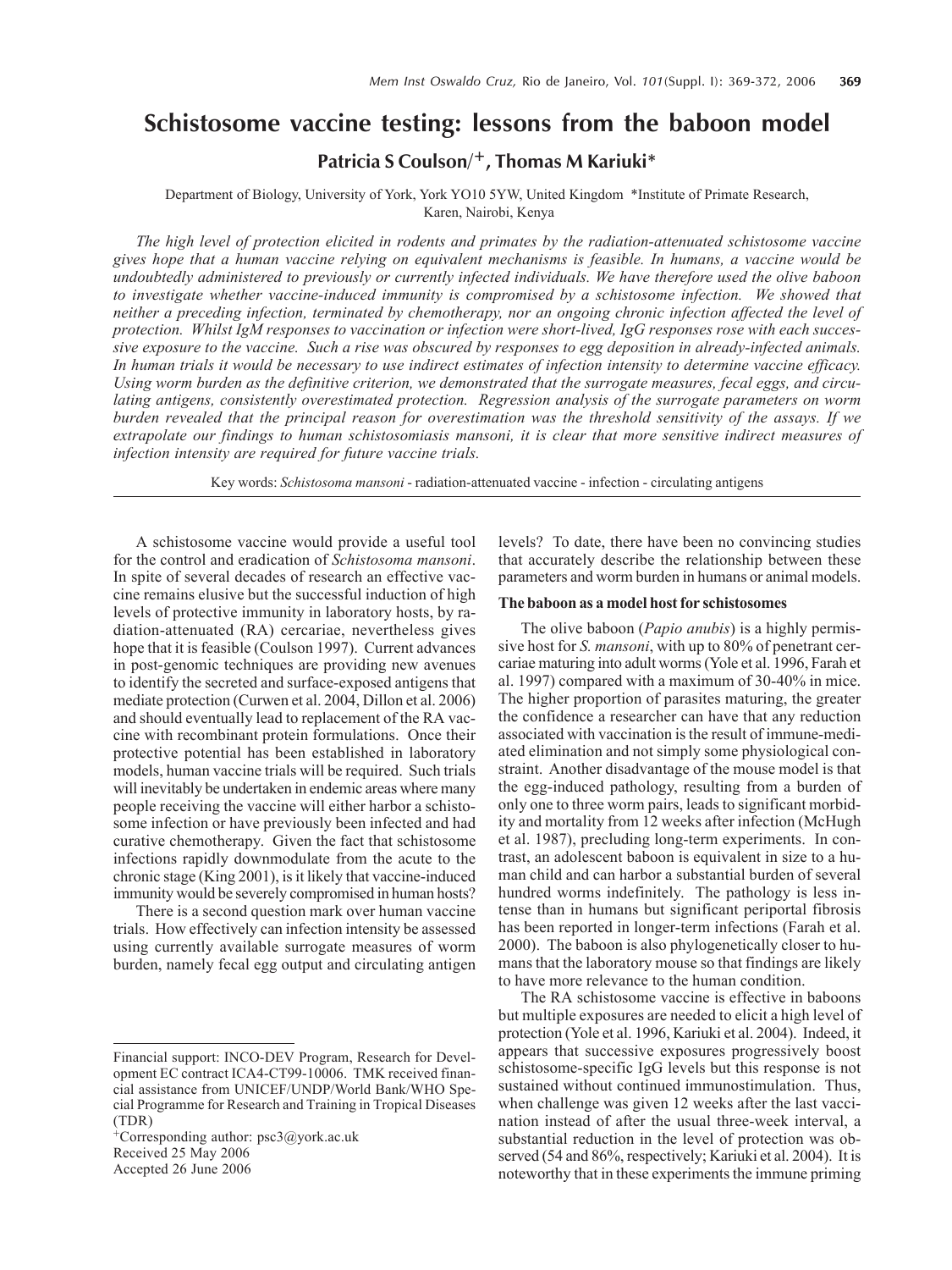# Schistosome vaccine testing: lessons from the baboon model

**Patricia S Coulson/+, Thomas M Kariuki***

Department of Biology, University of York, York YO10 5YW, United Kingdom *Institute of Primate Research, Karen, Nairobi, Kenya

*The high level of protection elicited in rodents and primates by the radiation-attenuated schistosome vaccine gives hope that a human vaccine relying on equivalent mechanisms is feasible. In humans, a vaccine would be undoubtedly administered to previously or currently infected individuals. We have therefore used the olive baboon to investigate whether vaccine-induced immunity is compromised by a schistosome infection. We showed that neither a preceding infection, terminated by chemotherapy, nor an ongoing chronic infection affected the level of protection. Whilst IgM responses to vaccination or infection were short-lived, IgG responses rose with each successive exposure to the vaccine. Such a rise was obscured by responses to egg deposition in already-infected animals. In human trials it would be necessary to use indirect estimates of infection intensity to determine vaccine efficacy. Using worm burden as the definitive criterion, we demonstrated that the surrogate measures, fecal eggs, and circulating antigens, consistently overestimated protection. Regression analysis of the surrogate parameters on worm burden revealed that the principal reason for overestimation was the threshold sensitivity of the assays. If we extrapolate our findings to human schistosomiasis mansoni, it is clear that more sensitive indirect measures of infection intensity are required for future vaccine trials.*

Key words: *Schistosoma mansoni* - radiation-attenuated vaccine - infection - circulating antigens

A schistosome vaccine would provide a useful tool for the control and eradication of *Schistosoma mansoni*. In spite of several decades of research an effective vaccine remains elusive but the successful induction of high levels of protective immunity in laboratory hosts, by radiation-attenuated (RA) cercariae, nevertheless gives hope that it is feasible (Coulson 1997). Current advances in post-genomic techniques are providing new avenues to identify the secreted and surface-exposed antigens that mediate protection (Curwen et al. 2004, Dillon et al. 2006) and should eventually lead to replacement of the RA vaccine with recombinant protein formulations. Once their protective potential has been established in laboratory models, human vaccine trials will be required. Such trials will inevitably be undertaken in endemic areas where many people receiving the vaccine will either harbor a schistosome infection or have previously been infected and had curative chemotherapy. Given the fact that schistosome infections rapidly downmodulate from the acute to the chronic stage (King 2001), is it likely that vaccine-induced immunity would be severely compromised in human hosts?

There is a second question mark over human vaccine trials. How effectively can infection intensity be assessed using currently available surrogate measures of worm burden, namely fecal egg output and circulating antigen levels? To date, there have been no convincing studies that accurately describe the relationship between these parameters and worm burden in humans or animal models.

## The baboon as a model host for schistosomes

The olive baboon (*Papio anubis*) is a highly permissive host for *S. mansoni*, with up to 80% of penetrant cercariae maturing into adult worms (Yole et al. 1996, Farah et al. 1997) compared with a maximum of 30-40% in mice. The higher proportion of parasites maturing, the greater the confidence a researcher can have that any reduction associated with vaccination is the result of immune-mediated elimination and not simply some physiological constraint. Another disadvantage of the mouse model is that the egg-induced pathology, resulting from a burden of only one to three worm pairs, leads to significant morbidity and mortality from 12 weeks after infection (McHugh et al. 1987), precluding long-term experiments. In contrast, an adolescent baboon is equivalent in size to a human child and can harbor a substantial burden of several hundred worms indefinitely. The pathology is less intense than in humans but significant periportal fibrosis has been reported in longer-term infections (Farah et al. 2000). The baboon is also phylogenetically closer to humans that the laboratory mouse so that findings are likely to have more relevance to the human condition.

The RA schistosome vaccine is effective in baboons but multiple exposures are needed to elicit a high level of protection (Yole et al. 1996, Kariuki et al. 2004). Indeed, it appears that successive exposures progressively boost schistosome-specific IgG levels but this response is not sustained without continued immunostimulation. Thus, when challenge was given 12 weeks after the last vaccination instead of after the usual three-week interval, a substantial reduction in the level of protection was observed (54 and 86%, respectively; Kariuki et al. 2004). It is noteworthy that in these experiments the immune priming

---

Financial support: INCO-DEV Program, Research for Development EC contract ICA4-CT99-10006. TMK received financial assistance from UNICEF/UNDP/World Bank/WHO Special Programme for Research and Training in Tropical Diseases (TDR)

+Corresponding author: psc3@york.ac.uk

Received 25 May 2006

Accepted 26 June 2006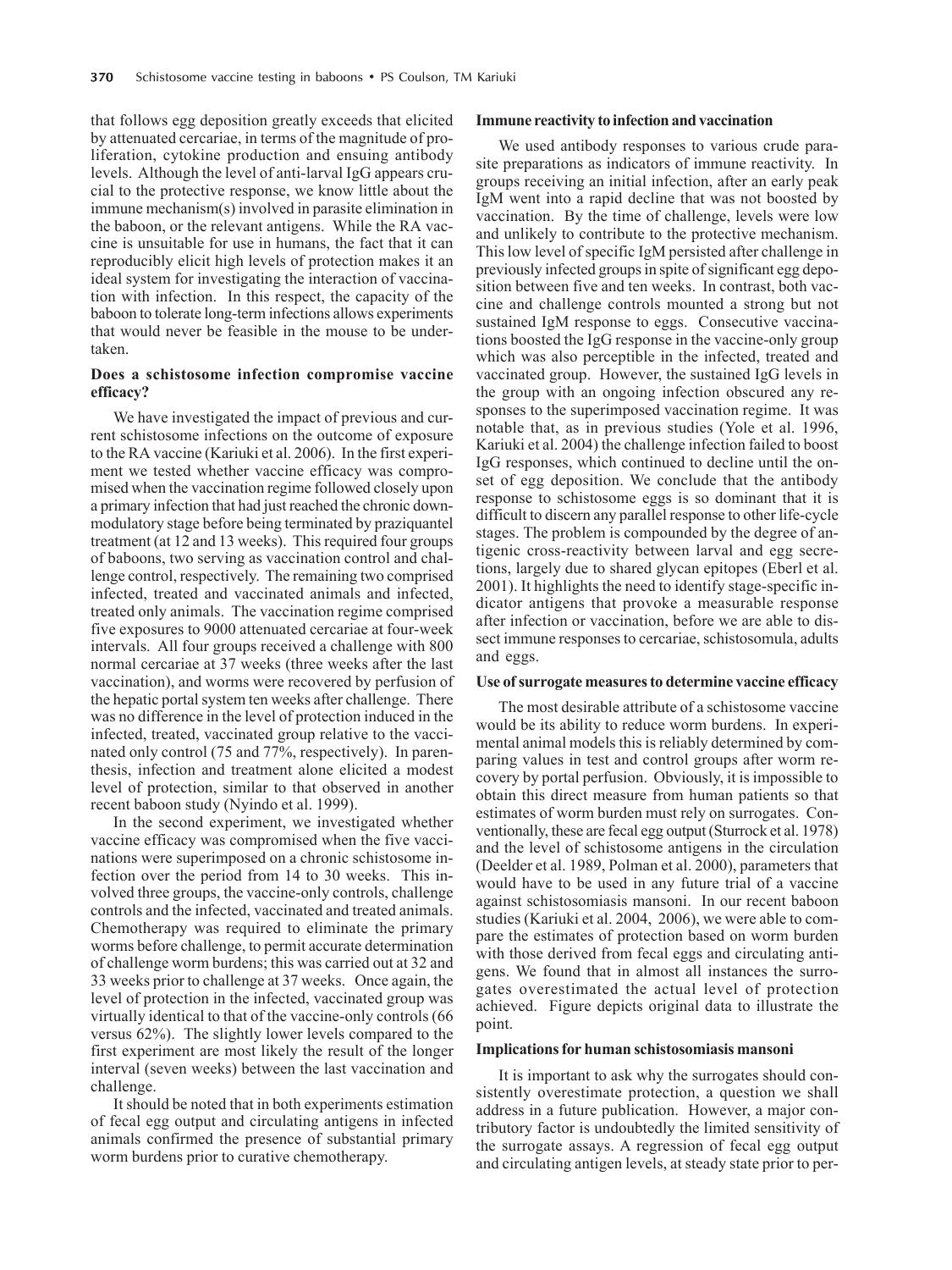that follows egg deposition greatly exceeds that elicited by attenuated cercariae, in terms of the magnitude of proliferation, cytokine production and ensuing antibody levels. Although the level of anti-larval IgG appears crucial to the protective response, we know little about the immune mechanism(s) involved in parasite elimination in the baboon, or the relevant antigens. While the RA vaccine is unsuitable for use in humans, the fact that it can reproducibly elicit high levels of protection makes it an ideal system for investigating the interaction of vaccination with infection. In this respect, the capacity of the baboon to tolerate long-term infections allows experiments that would never be feasible in the mouse to be undertaken.

### Does a schistosome infection compromise vaccine efficacy?

We have investigated the impact of previous and current schistosome infections on the outcome of exposure to the RA vaccine (Kariuki et al. 2006). In the first experiment we tested whether vaccine efficacy was compromised when the vaccination regime followed closely upon a primary infection that had just reached the chronic downmodulatory stage before being terminated by praziquantel treatment (at 12 and 13 weeks). This required four groups of baboons, two serving as vaccination control and challenge control, respectively. The remaining two comprised infected, treated and vaccinated animals and infected, treated only animals. The vaccination regime comprised five exposures to 9000 attenuated cercariae at four-week intervals. All four groups received a challenge with 800 normal cercariae at 37 weeks (three weeks after the last vaccination), and worms were recovered by perfusion of the hepatic portal system ten weeks after challenge. There was no difference in the level of protection induced in the infected, treated, vaccinated group relative to the vaccinated only control (75 and 77%, respectively). In parenthesis, infection and treatment alone elicited a modest level of protection, similar to that observed in another recent baboon study (Nyindo et al. 1999).

In the second experiment, we investigated whether vaccine efficacy was compromised when the five vaccinations were superimposed on a chronic schistosome infection over the period from 14 to 30 weeks. This involved three groups, the vaccine-only controls, challenge controls and the infected, vaccinated and treated animals. Chemotherapy was required to eliminate the primary worms before challenge, to permit accurate determination of challenge worm burdens; this was carried out at 32 and 33 weeks prior to challenge at 37 weeks. Once again, the level of protection in the infected, vaccinated group was virtually identical to that of the vaccine-only controls (66 versus 62%). The slightly lower levels compared to the first experiment are most likely the result of the longer interval (seven weeks) between the last vaccination and challenge.

It should be noted that in both experiments estimation of fecal egg output and circulating antigens in infected animals confirmed the presence of substantial primary worm burdens prior to curative chemotherapy.

### Immune reactivity to infection and vaccination

We used antibody responses to various crude parasite preparations as indicators of immune reactivity. In groups receiving an initial infection, after an early peak IgM went into a rapid decline that was not boosted by vaccination. By the time of challenge, levels were low and unlikely to contribute to the protective mechanism. This low level of specific IgM persisted after challenge in previously infected groups in spite of significant egg deposition between five and ten weeks. In contrast, both vaccine and challenge controls mounted a strong but not sustained IgM response to eggs. Consecutive vaccinations boosted the IgG response in the vaccine-only group which was also perceptible in the infected, treated and vaccinated group. However, the sustained IgG levels in the group with an ongoing infection obscured any responses to the superimposed vaccination regime. It was notable that, as in previous studies (Yole et al. 1996, Kariuki et al. 2004) the challenge infection failed to boost IgG responses, which continued to decline until the onset of egg deposition. We conclude that the antibody response to schistosome eggs is so dominant that it is difficult to discern any parallel response to other life-cycle stages. The problem is compounded by the degree of antigenic cross-reactivity between larval and egg secretions, largely due to shared glycan epitopes (Eberl et al. 2001). It highlights the need to identify stage-specific indicator antigens that provoke a measurable response after infection or vaccination, before we are able to dissect immune responses to cercariae, schistosomula, adults and eggs.

### Use of surrogate measures to determine vaccine efficacy

The most desirable attribute of a schistosome vaccine would be its ability to reduce worm burdens. In experimental animal models this is reliably determined by comparing values in test and control groups after worm recovery by portal perfusion. Obviously, it is impossible to obtain this direct measure from human patients so that estimates of worm burden must rely on surrogates. Conventionally, these are fecal egg output (Sturrock et al. 1978) and the level of schistosome antigens in the circulation (Deelder et al. 1989, Polman et al. 2000), parameters that would have to be used in any future trial of a vaccine against schistosomiasis mansoni. In our recent baboon studies (Kariuki et al. 2004, 2006), we were able to compare the estimates of protection based on worm burden with those derived from fecal eggs and circulating antigens. We found that in almost all instances the surrogates overestimated the actual level of protection achieved. Figure depicts original data to illustrate the point.

### Implications for human schistosomiasis mansoni

It is important to ask why the surrogates should consistently overestimate protection, a question we shall address in a future publication. However, a major contributory factor is undoubtedly the limited sensitivity of the surrogate assays. A regression of fecal egg output and circulating antigen levels, at steady state prior to per-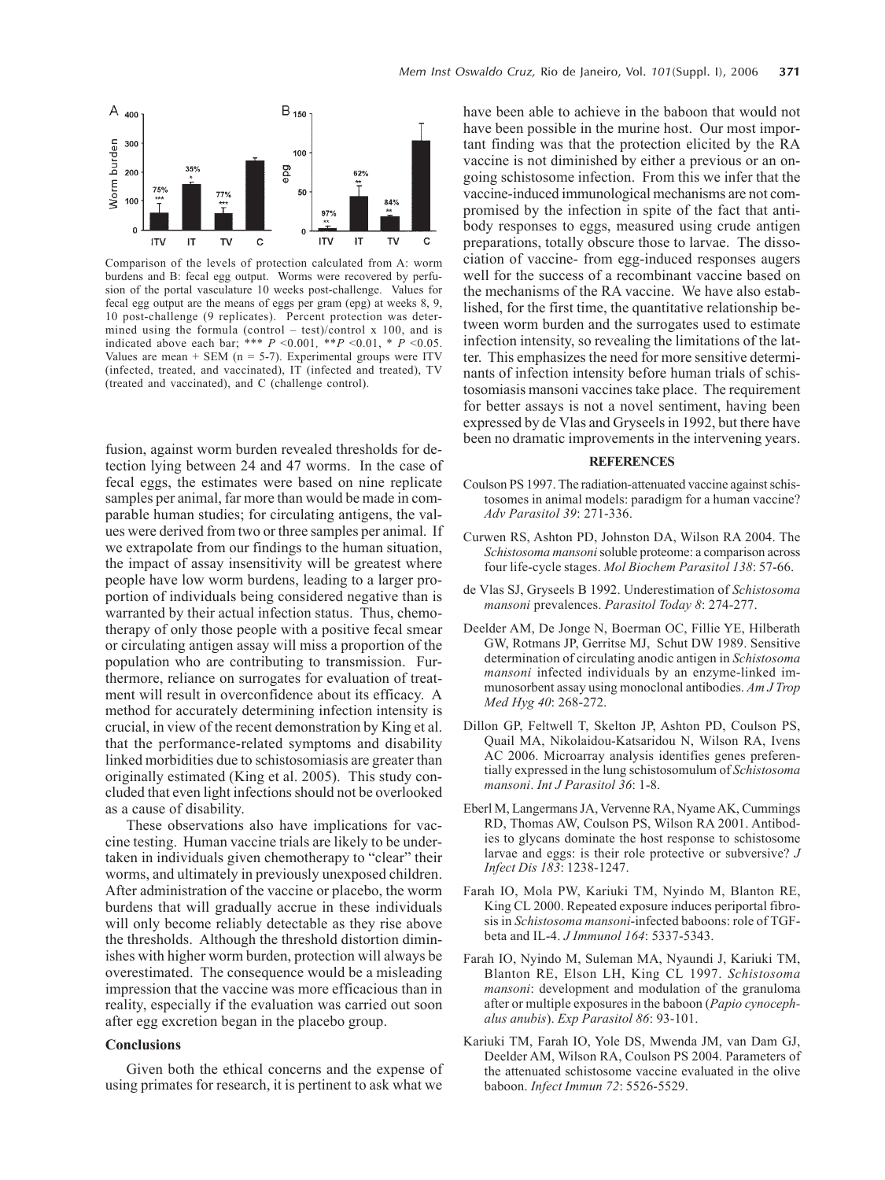Comparison of the levels of protection calculated from A: worm burdens and B: fecal egg output. Worms were recovered by perfusion of the portal vasculature 10 weeks post-challenge. Values for fecal egg output are the means of eggs per gram (epg) at weeks 8, 9, 10 post-challenge (9 replicates). Percent protection was determined using the formula (control – test)/control x 100, and is indicated above each bar; *** $P$ <0.001, ** $P$ <0.01, * $P$ <0.05. Values are mean + SEM (n = 5-7). Experimental groups were ITV (infected, treated, and vaccinated), IT (infected and treated), TV (treated and vaccinated), and C (challenge control).

fusion, against worm burden revealed thresholds for detection lying between 24 and 47 worms. In the case of fecal eggs, the estimates were based on nine replicate samples per animal, far more than would be made in comparable human studies; for circulating antigens, the values were derived from two or three samples per animal. If we extrapolate from our findings to the human situation, the impact of assay insensitivity will be greatest where people have low worm burdens, leading to a larger proportion of individuals being considered negative than is warranted by their actual infection status. Thus, chemotherapy of only those people with a positive fecal smear or circulating antigen assay will miss a proportion of the population who are contributing to transmission. Furthermore, reliance on surrogates for evaluation of treatment will result in overconfidence about its efficacy. A method for accurately determining infection intensity is crucial, in view of the recent demonstration by King et al. that the performance-related symptoms and disability linked morbidities due to schistosomiasis are greater than originally estimated (King et al. 2005). This study concluded that even light infections should not be overlooked as a cause of disability.

These observations also have implications for vaccine testing. Human vaccine trials are likely to be undertaken in individuals given chemotherapy to "clear" their worms, and ultimately in previously unexposed children. After administration of the vaccine or placebo, the worm burdens that will gradually accrue in these individuals will only become reliably detectable as they rise above the thresholds. Although the threshold distortion diminishes with higher worm burden, protection will always be overestimated. The consequence would be a misleading impression that the vaccine was more efficacious than in reality, especially if the evaluation was carried out soon after egg excretion began in the placebo group.

## Conclusions

Given both the ethical concerns and the expense of using primates for research, it is pertinent to ask what we have been able to achieve in the baboon that would not have been possible in the murine host. Our most important finding was that the protection elicited by the RA vaccine is not diminished by either a previous or an ongoing schistosome infection. From this we infer that the vaccine-induced immunological mechanisms are not compromised by the infection in spite of the fact that antibody responses to eggs, measured using crude antigen preparations, totally obscure those to larvae. The dissociation of vaccine- from egg-induced responses augers well for the success of a recombinant vaccine based on the mechanisms of the RA vaccine. We have also established, for the first time, the quantitative relationship between worm burden and the surrogates used to estimate infection intensity, so revealing the limitations of the latter. This emphasizes the need for more sensitive determinants of infection intensity before human trials of schistosomiasis mansoni vaccines take place. The requirement for better assays is not a novel sentiment, having been expressed by de Vlas and Gryseels in 1992, but there have been no dramatic improvements in the intervening years.

## REFERENCES

Coulson PS 1997. The radiation-attenuated vaccine against schistosomes in animal models: paradigm for a human vaccine? *Adv Parasitol 39*: 271-336.

Curwen RS, Ashton PD, Johnston DA, Wilson RA 2004. The *Schistosoma mansoni* soluble proteome: a comparison across four life-cycle stages. *Mol Biochem Parasitol 138*: 57-66.

de Vlas SJ, Gryseels B 1992. Underestimation of *Schistosoma mansoni* prevalences. *Parasitol Today 8*: 274-277.

Deelder AM, De Jonge N, Boerman OC, Fillie YE, Hilberath GW, Rotmans JP, Gerritse MJ, Schut DW 1989. Sensitive determination of circulating anodic antigen in *Schistosoma mansoni* infected individuals by an enzyme-linked immunosorbent assay using monoclonal antibodies. *Am J Trop Med Hyg 40*: 268-272.

Dillon GP, Feltwell T, Skelton JP, Ashton PD, Coulson PS, Quail MA, Nikolaidou-Katsaridou N, Wilson RA, Ivens AC 2006. Microarray analysis identifies genes preferentially expressed in the lung schistosomulum of *Schistosoma mansoni*. *Int J Parasitol 36*: 1-8.

Eberl M, Langermans JA, Vervenne RA, Nyame AK, Cummings RD, Thomas AW, Coulson PS, Wilson RA 2001. Antibodies to glycans dominate the host response to schistosome larvae and eggs: is their role protective or subversive? *J Infect Dis 183*: 1238-1247.

Farah IO, Mola PW, Kariuki TM, Nyindo M, Blanton RE, King CL 2000. Repeated exposure induces periportal fibrosis in *Schistosoma mansoni*-infected baboons: role of TGF-beta and IL-4. *J Immunol 164*: 5337-5343.

Farah IO, Nyindo M, Suleman MA, Nyaundi J, Kariuki TM, Blanton RE, Elson LH, King CL 1997. *Schistosoma mansoni*: development and modulation of the granuloma after or multiple exposures in the baboon (*Papio cynocephalus anubis*). *Exp Parasitol 86*: 93-101.

Kariuki TM, Farah IO, Yole DS, Mwenda JM, van Dam GJ, Deelder AM, Wilson RA, Coulson PS 2004. Parameters of the attenuated schistosome vaccine evaluated in the olive baboon. *Infect Immun 72*: 5526-5529.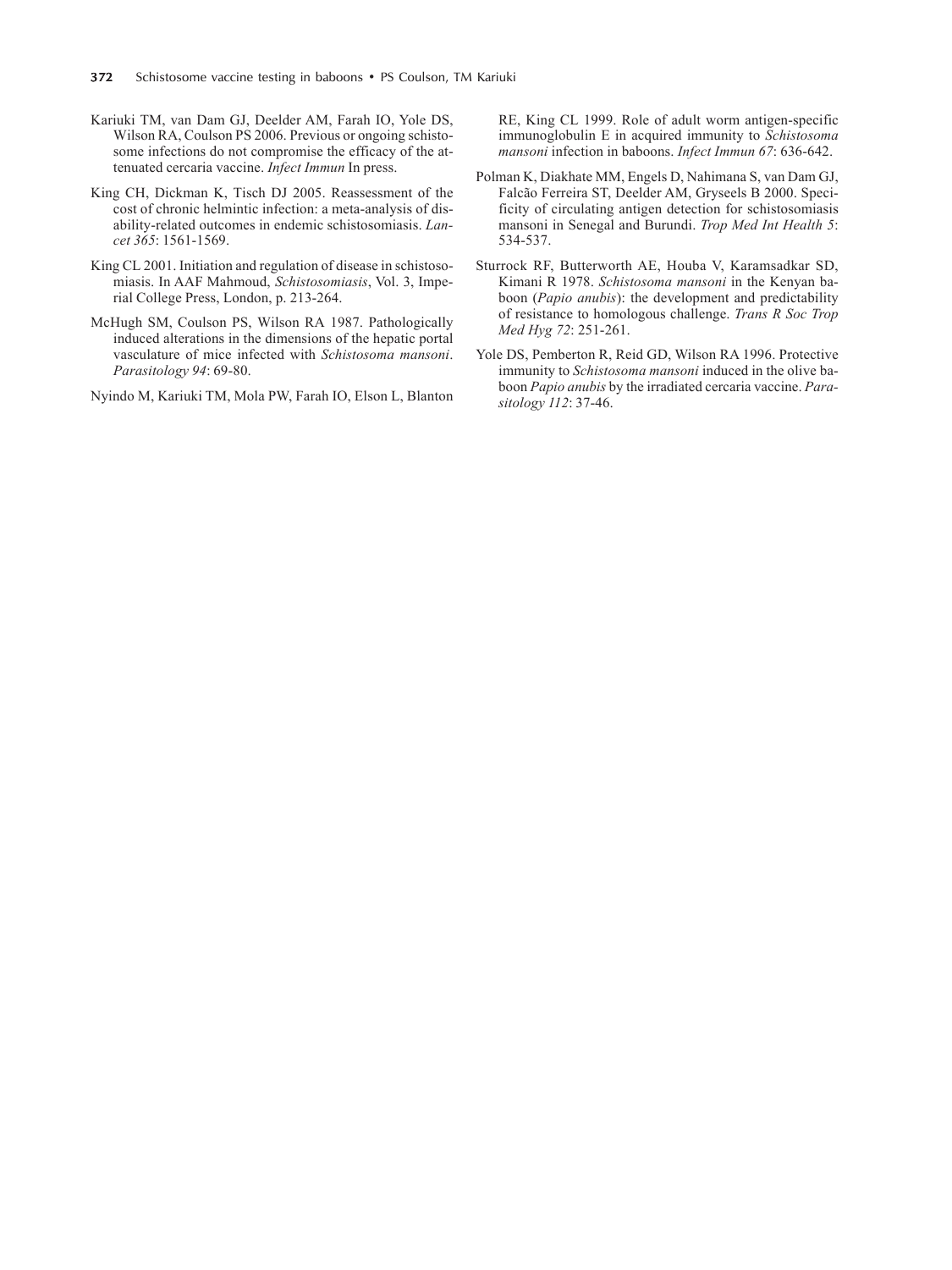Kariuki TM, van Dam GJ, Deelder AM, Farah IO, Yole DS, Wilson RA, Coulson PS 2006. Previous or ongoing schistosome infections do not compromise the efficacy of the attenuated cercaria vaccine. *Infect Immun* In press.

King CH, Dickman K, Tisch DJ 2005. Reassessment of the cost of chronic helmintic infection: a meta-analysis of disability-related outcomes in endemic schistosomiasis. *Lancet 365*: 1561-1569.

King CL 2001. Initiation and regulation of disease in schistosomiasis. In AAF Mahmoud, *Schistosomiasis*, Vol. 3, Imperial College Press, London, p. 213-264.

McHugh SM, Coulson PS, Wilson RA 1987. Pathologically induced alterations in the dimensions of the hepatic portal vasculature of mice infected with *Schistosoma mansoni*. *Parasitology 94*: 69-80.

Nyindo M, Kariuki TM, Mola PW, Farah IO, Elson L, Blanton RE, King CL 1999. Role of adult worm antigen-specific immunoglobulin E in acquired immunity to *Schistosoma mansoni* infection in baboons. *Infect Immun 67*: 636-642.

Polman K, Diakhate MM, Engels D, Nahimana S, van Dam GJ, Falcão Ferreira ST, Deelder AM, Gryseels B 2000. Specificity of circulating antigen detection for schistosomiasis mansoni in Senegal and Burundi. *Trop Med Int Health 5*: 534-537.

Sturrock RF, Butterworth AE, Houba V, Karamsadkar SD, Kimani R 1978. *Schistosoma mansoni* in the Kenyan baboon (*Papio anubis*): the development and predictability of resistance to homologous challenge. *Trans R Soc Trop Med Hyg 72*: 251-261.

Yole DS, Pemberton R, Reid GD, Wilson RA 1996. Protective immunity to *Schistosoma mansoni* induced in the olive baboon *Papio anubis* by the irradiated cercaria vaccine. *Parasitology 112*: 37-46.